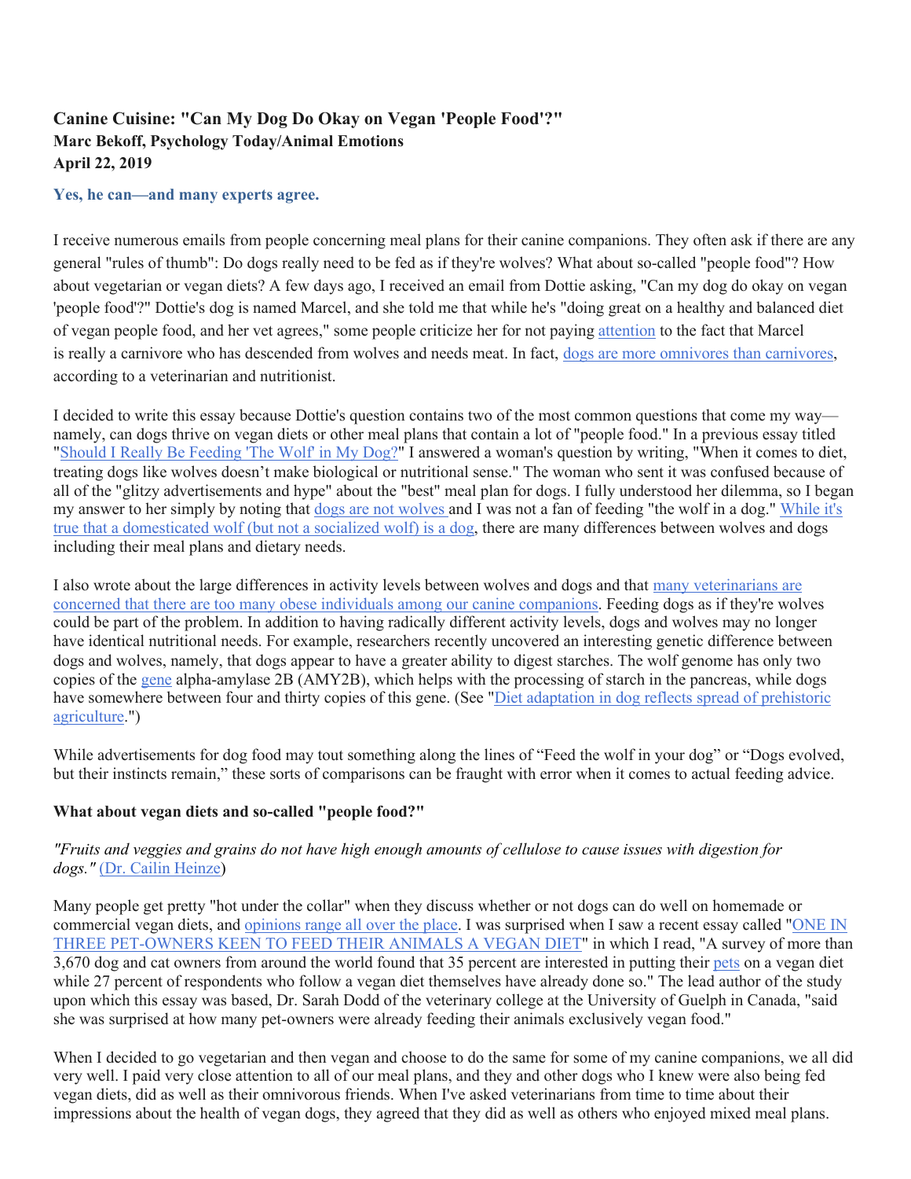# Canine Cuisine: "Can My Dog Do Okay on Vegan 'People Food'?"

**Marc Bekoff, Psychology Today/Animal Emotions**
**April 22, 2019**

### Yes, he can—and many experts agree.

I receive numerous emails from people concerning meal plans for their canine companions. They often ask if there are any general "rules of thumb": Do dogs really need to be fed as if they're wolves? What about so-called "people food"? How about vegetarian or vegan diets? A few days ago, I received an email from Dottie asking, "Can my dog do okay on vegan 'people food'?" Dottie's dog is named Marcel, and she told me that while he's "doing great on a healthy and balanced diet of vegan people food, and her vet agrees," some people criticize her for not paying attention to the fact that Marcel is really a carnivore who has descended from wolves and needs meat. In fact, dogs are more omnivores than carnivores, according to a veterinarian and nutritionist.

I decided to write this essay because Dottie's question contains two of the most common questions that come my way—namely, can dogs thrive on vegan diets or other meal plans that contain a lot of "people food." In a previous essay titled "Should I Really Be Feeding 'The Wolf' in My Dog?" I answered a woman's question by writing, "When it comes to diet, treating dogs like wolves doesn't make biological or nutritional sense." The woman who sent it was confused because of all of the "glitzy advertisements and hype" about the "best" meal plan for dogs. I fully understood her dilemma, so I began my answer to her simply by noting that dogs are not wolves and I was not a fan of feeding "the wolf in a dog." While it's true that a domesticated wolf (but not a socialized wolf) is a dog, there are many differences between wolves and dogs including their meal plans and dietary needs.

I also wrote about the large differences in activity levels between wolves and dogs and that many veterinarians are concerned that there are too many obese individuals among our canine companions. Feeding dogs as if they're wolves could be part of the problem. In addition to having radically different activity levels, dogs and wolves may no longer have identical nutritional needs. For example, researchers recently uncovered an interesting genetic difference between dogs and wolves, namely, that dogs appear to have a greater ability to digest starches. The wolf genome has only two copies of the gene alpha-amylase 2B (AMY2B), which helps with the processing of starch in the pancreas, while dogs have somewhere between four and thirty copies of this gene. (See "Diet adaptation in dog reflects spread of prehistoric agriculture.")

While advertisements for dog food may tout something along the lines of "Feed the wolf in your dog" or "Dogs evolved, but their instincts remain," these sorts of comparisons can be fraught with error when it comes to actual feeding advice.

**What about vegan diets and so-called "people food?"**

*"Fruits and veggies and grains do not have high enough amounts of cellulose to cause issues with digestion for dogs."* (Dr. Cailin Heinze)

Many people get pretty "hot under the collar" when they discuss whether or not dogs can do well on homemade or commercial vegan diets, and opinions range all over the place. I was surprised when I saw a recent essay called "ONE IN THREE PET-OWNERS KEEN TO FEED THEIR ANIMALS A VEGAN DIET" in which I read, "A survey of more than 3,670 dog and cat owners from around the world found that 35 percent are interested in putting their pets on a vegan diet while 27 percent of respondents who follow a vegan diet themselves have already done so." The lead author of the study upon which this essay was based, Dr. Sarah Dodd of the veterinary college at the University of Guelph in Canada, "said she was surprised at how many pet-owners were already feeding their animals exclusively vegan food."

When I decided to go vegetarian and then vegan and choose to do the same for some of my canine companions, we all did very well. I paid very close attention to all of our meal plans, and they and other dogs who I knew were also being fed vegan diets, did as well as their omnivorous friends. When I've asked veterinarians from time to time about their impressions about the health of vegan dogs, they agreed that they did as well as others who enjoyed mixed meal plans.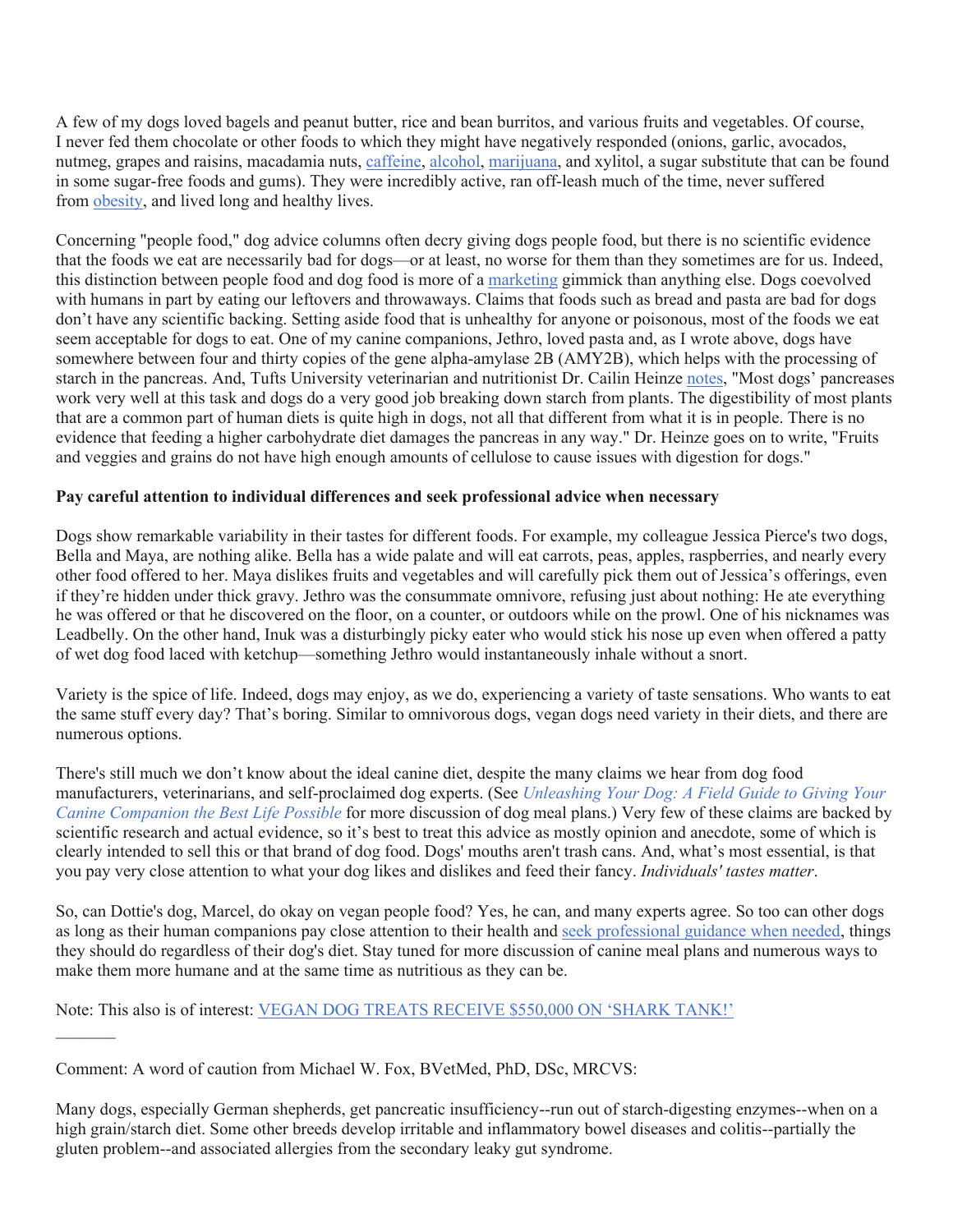A few of my dogs loved bagels and peanut butter, rice and bean burritos, and various fruits and vegetables. Of course, I never fed them chocolate or other foods to which they might have negatively responded (onions, garlic, avocados, nutmeg, grapes and raisins, macadamia nuts, caffeine, alcohol, marijuana, and xylitol, a sugar substitute that can be found in some sugar-free foods and gums). They were incredibly active, ran off-leash much of the time, never suffered from obesity, and lived long and healthy lives.

Concerning "people food," dog advice columns often decry giving dogs people food, but there is no scientific evidence that the foods we eat are necessarily bad for dogs—or at least, no worse for them than they sometimes are for us. Indeed, this distinction between people food and dog food is more of a marketing gimmick than anything else. Dogs coevolved with humans in part by eating our leftovers and throwaways. Claims that foods such as bread and pasta are bad for dogs don't have any scientific backing. Setting aside food that is unhealthy for anyone or poisonous, most of the foods we eat seem acceptable for dogs to eat. One of my canine companions, Jethro, loved pasta and, as I wrote above, dogs have somewhere between four and thirty copies of the gene alpha-amylase 2B (AMY2B), which helps with the processing of starch in the pancreas. And, Tufts University veterinarian and nutritionist Dr. Cailin Heinze notes, "Most dogs' pancreases work very well at this task and dogs do a very good job breaking down starch from plants. The digestibility of most plants that are a common part of human diets is quite high in dogs, not all that different from what it is in people. There is no evidence that feeding a higher carbohydrate diet damages the pancreas in any way." Dr. Heinze goes on to write, "Fruits and veggies and grains do not have high enough amounts of cellulose to cause issues with digestion for dogs."

**Pay careful attention to individual differences and seek professional advice when necessary**

Dogs show remarkable variability in their tastes for different foods. For example, my colleague Jessica Pierce's two dogs, Bella and Maya, are nothing alike. Bella has a wide palate and will eat carrots, peas, apples, raspberries, and nearly every other food offered to her. Maya dislikes fruits and vegetables and will carefully pick them out of Jessica's offerings, even if they're hidden under thick gravy. Jethro was the consummate omnivore, refusing just about nothing: He ate everything he was offered or that he discovered on the floor, on a counter, or outdoors while on the prowl. One of his nicknames was Leadbelly. On the other hand, Inuk was a disturbingly picky eater who would stick his nose up even when offered a patty of wet dog food laced with ketchup—something Jethro would instantaneously inhale without a snort.

Variety is the spice of life. Indeed, dogs may enjoy, as we do, experiencing a variety of taste sensations. Who wants to eat the same stuff every day? That's boring. Similar to omnivorous dogs, vegan dogs need variety in their diets, and there are numerous options.

There's still much we don't know about the ideal canine diet, despite the many claims we hear from dog food manufacturers, veterinarians, and self-proclaimed dog experts. (See *Unleashing Your Dog: A Field Guide to Giving Your Canine Companion the Best Life Possible* for more discussion of dog meal plans.) Very few of these claims are backed by scientific research and actual evidence, so it's best to treat this advice as mostly opinion and anecdote, some of which is clearly intended to sell this or that brand of dog food. Dogs' mouths aren't trash cans. And, what's most essential, is that you pay very close attention to what your dog likes and dislikes and feed their fancy. *Individuals' tastes matter*.

So, can Dottie's dog, Marcel, do okay on vegan people food? Yes, he can, and many experts agree. So too can other dogs as long as their human companions pay close attention to their health and seek professional guidance when needed, things they should do regardless of their dog's diet. Stay tuned for more discussion of canine meal plans and numerous ways to make them more humane and at the same time as nutritious as they can be.

Note: This also is of interest: VEGAN DOG TREATS RECEIVE $550,000 ON 'SHARK TANK!'

———

Comment: A word of caution from Michael W. Fox, BVetMed, PhD, DSc, MRCVS:

Many dogs, especially German shepherds, get pancreatic insufficiency--run out of starch-digesting enzymes--when on a high grain/starch diet. Some other breeds develop irritable and inflammatory bowel diseases and colitis--partially the gluten problem--and associated allergies from the secondary leaky gut syndrome.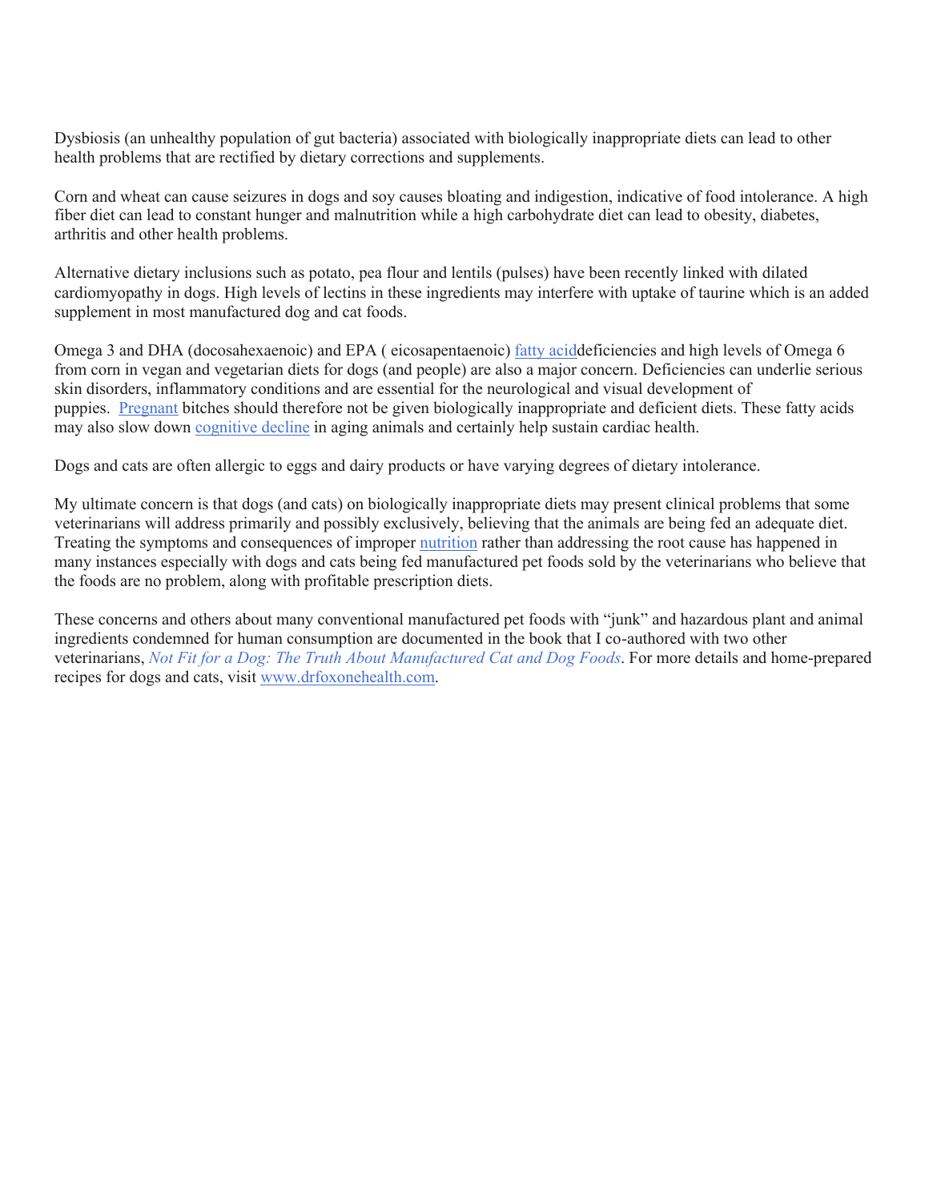Dysbiosis (an unhealthy population of gut bacteria) associated with biologically inappropriate diets can lead to other health problems that are rectified by dietary corrections and supplements.

Corn and wheat can cause seizures in dogs and soy causes bloating and indigestion, indicative of food intolerance. A high fiber diet can lead to constant hunger and malnutrition while a high carbohydrate diet can lead to obesity, diabetes, arthritis and other health problems.

Alternative dietary inclusions such as potato, pea flour and lentils (pulses) have been recently linked with dilated cardiomyopathy in dogs. High levels of lectins in these ingredients may interfere with uptake of taurine which is an added supplement in most manufactured dog and cat foods.

Omega 3 and DHA (docosahexaenoic) and EPA ( eicosapentaenoic) fatty aciddeficiencies and high levels of Omega 6 from corn in vegan and vegetarian diets for dogs (and people) are also a major concern. Deficiencies can underlie serious skin disorders, inflammatory conditions and are essential for the neurological and visual development of puppies. Pregnant bitches should therefore not be given biologically inappropriate and deficient diets. These fatty acids may also slow down cognitive decline in aging animals and certainly help sustain cardiac health.

Dogs and cats are often allergic to eggs and dairy products or have varying degrees of dietary intolerance.

My ultimate concern is that dogs (and cats) on biologically inappropriate diets may present clinical problems that some veterinarians will address primarily and possibly exclusively, believing that the animals are being fed an adequate diet. Treating the symptoms and consequences of improper nutrition rather than addressing the root cause has happened in many instances especially with dogs and cats being fed manufactured pet foods sold by the veterinarians who believe that the foods are no problem, along with profitable prescription diets.

These concerns and others about many conventional manufactured pet foods with "junk" and hazardous plant and animal ingredients condemned for human consumption are documented in the book that I co-authored with two other veterinarians, *Not Fit for a Dog: The Truth About Manufactured Cat and Dog Foods*. For more details and home-prepared recipes for dogs and cats, visit www.drfoxonehealth.com.